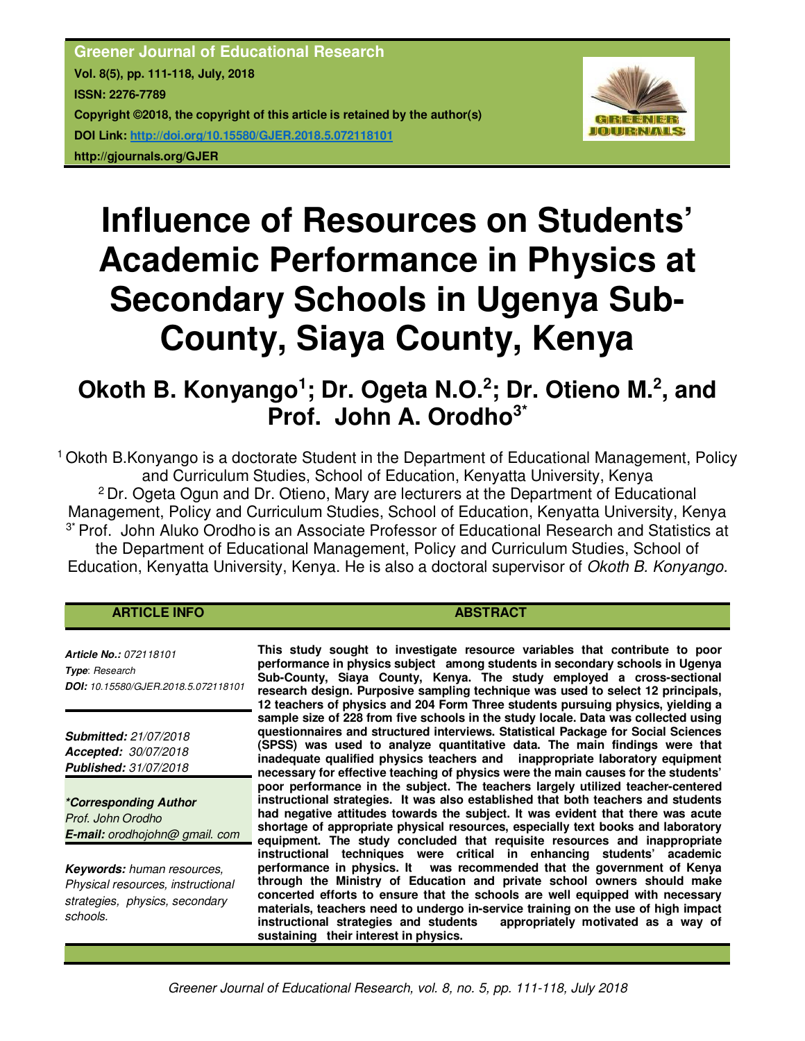**Greener Journal of Educational Research**
**Vol. 8(5), pp. 111-118, July, 2018**
**ISSN: 2276-7789**
**Copyright ©2018, the copyright of this article is retained by the author(s)**
**DOI Link: http://doi.org/10.15580/GJER.2018.5.072118101**
**http://gjournals.org/GJER**

# Influence of Resources on Students' Academic Performance in Physics at Secondary Schools in Ugenya Sub-County, Siaya County, Kenya

## Okoth B. Konyango[1]; Dr. Ogeta N.O.[2]; Dr. Otieno M.[2], and Prof. John A. Orodho[3*]

[1] Okoth B.Konyango is a doctorate Student in the Department of Educational Management, Policy and Curriculum Studies, School of Education, Kenyatta University, Kenya
[2] Dr. Ogeta Ogun and Dr. Otieno, Mary are lecturers at the Department of Educational Management, Policy and Curriculum Studies, School of Education, Kenyatta University, Kenya
[3*] Prof. John Aluko Orodho is an Associate Professor of Educational Research and Statistics at the Department of Educational Management, Policy and Curriculum Studies, School of Education, Kenyatta University, Kenya. He is also a doctoral supervisor of *Okoth B. Konyango.*

**ARTICLE INFO**

***Article No.:*** *072118101*
***Type****: Research*
***DOI:*** *10.15580/GJER.2018.5.072118101*

***Submitted:*** *21/07/2018*
***Accepted:*** *30/07/2018*
***Published:*** *31/07/2018*

***\*Corresponding Author***
*Prof. John Orodho*
***E-mail:*** *orodhojohn@ gmail. com*

***Keywords:*** *human resources, Physical resources, instructional strategies, physics, secondary schools.*

**ABSTRACT**

**This study sought to investigate resource variables that contribute to poor performance in physics subject among students in secondary schools in Ugenya Sub-County, Siaya County, Kenya. The study employed a cross-sectional research design. Purposive sampling technique was used to select 12 principals, 12 teachers of physics and 204 Form Three students pursuing physics, yielding a sample size of 228 from five schools in the study locale. Data was collected using questionnaires and structured interviews. Statistical Package for Social Sciences (SPSS) was used to analyze quantitative data. The main findings were that inadequate qualified physics teachers and inappropriate laboratory equipment necessary for effective teaching of physics were the main causes for the students' poor performance in the subject. The teachers largely utilized teacher-centered instructional strategies. It was also established that both teachers and students had negative attitudes towards the subject. It was evident that there was acute shortage of appropriate physical resources, especially text books and laboratory equipment. The study concluded that requisite resources and inappropriate instructional techniques were critical in enhancing students' academic performance in physics. It was recommended that the government of Kenya through the Ministry of Education and private school owners should make concerted efforts to ensure that the schools are well equipped with necessary materials, teachers need to undergo in-service training on the use of high impact instructional strategies and students appropriately motivated as a way of sustaining their interest in physics.**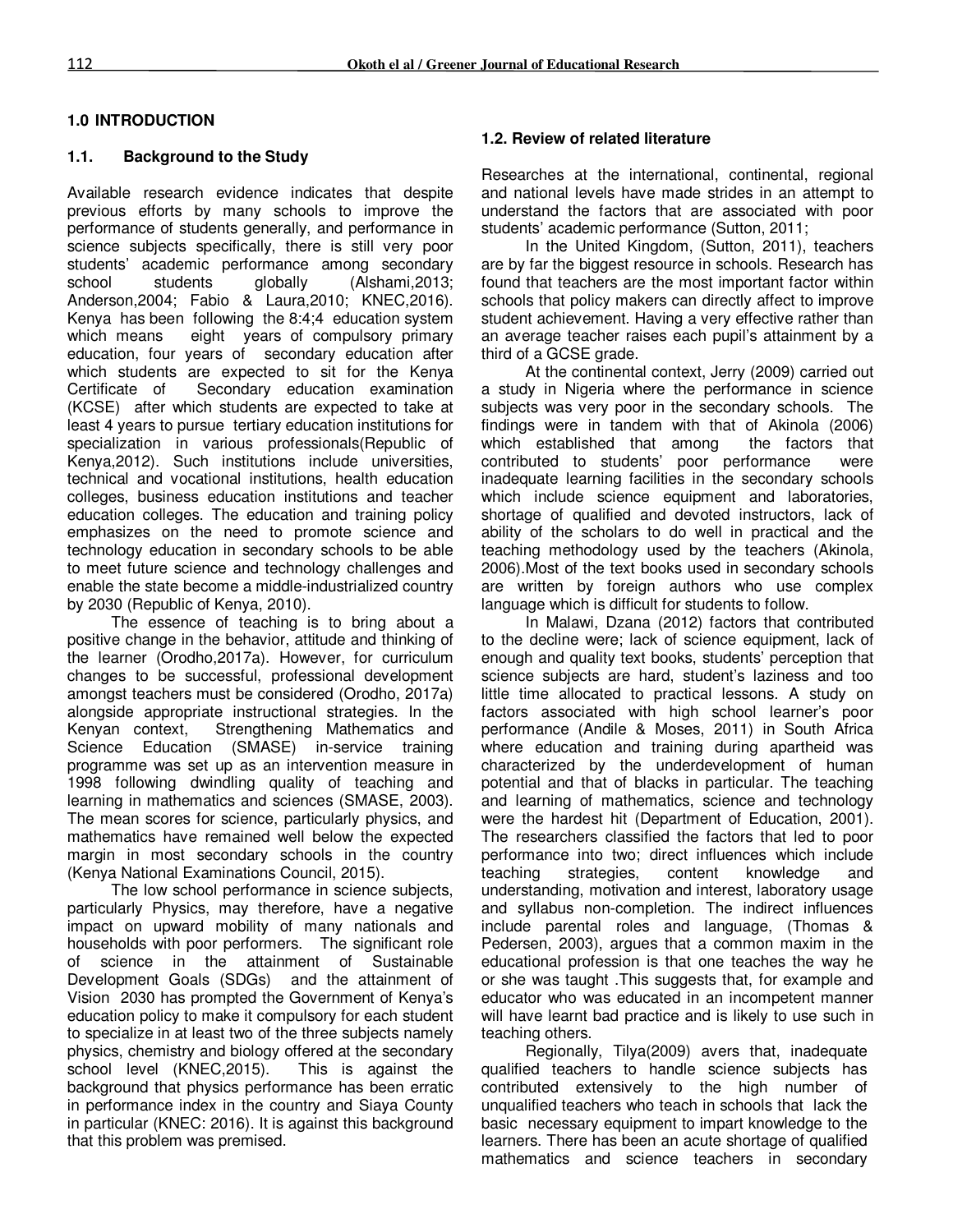## 1.0 INTRODUCTION

### 1.1. Background to the Study

Available research evidence indicates that despite previous efforts by many schools to improve the performance of students generally, and performance in science subjects specifically, there is still very poor students' academic performance among secondary school students globally (Alshami,2013; Anderson,2004; Fabio & Laura,2010; KNEC,2016). Kenya has been following the 8:4;4 education system which means eight years of compulsory primary education, four years of secondary education after which students are expected to sit for the Kenya Certificate of Secondary education examination (KCSE) after which students are expected to take at least 4 years to pursue tertiary education institutions for specialization in various professionals(Republic of Kenya,2012). Such institutions include universities, technical and vocational institutions, health education colleges, business education institutions and teacher education colleges. The education and training policy emphasizes on the need to promote science and technology education in secondary schools to be able to meet future science and technology challenges and enable the state become a middle-industrialized country by 2030 (Republic of Kenya, 2010).

The essence of teaching is to bring about a positive change in the behavior, attitude and thinking of the learner (Orodho,2017a). However, for curriculum changes to be successful, professional development amongst teachers must be considered (Orodho, 2017a) alongside appropriate instructional strategies. In the Kenyan context, Strengthening Mathematics and Science Education (SMASE) in-service training programme was set up as an intervention measure in 1998 following dwindling quality of teaching and learning in mathematics and sciences (SMASE, 2003). The mean scores for science, particularly physics, and mathematics have remained well below the expected margin in most secondary schools in the country (Kenya National Examinations Council, 2015).

The low school performance in science subjects, particularly Physics, may therefore, have a negative impact on upward mobility of many nationals and households with poor performers. The significant role of science in the attainment of Sustainable Development Goals (SDGs) and the attainment of Vision 2030 has prompted the Government of Kenya's education policy to make it compulsory for each student to specialize in at least two of the three subjects namely physics, chemistry and biology offered at the secondary school level (KNEC,2015). This is against the background that physics performance has been erratic in performance index in the country and Siaya County in particular (KNEC: 2016). It is against this background that this problem was premised.

### 1.2. Review of related literature

Researches at the international, continental, regional and national levels have made strides in an attempt to understand the factors that are associated with poor students' academic performance (Sutton, 2011;

In the United Kingdom, (Sutton, 2011), teachers are by far the biggest resource in schools. Research has found that teachers are the most important factor within schools that policy makers can directly affect to improve student achievement. Having a very effective rather than an average teacher raises each pupil's attainment by a third of a GCSE grade.

At the continental context, Jerry (2009) carried out a study in Nigeria where the performance in science subjects was very poor in the secondary schools. The findings were in tandem with that of Akinola (2006) which established that among the factors that contributed to students' poor performance were inadequate learning facilities in the secondary schools which include science equipment and laboratories, shortage of qualified and devoted instructors, lack of ability of the scholars to do well in practical and the teaching methodology used by the teachers (Akinola, 2006).Most of the text books used in secondary schools are written by foreign authors who use complex language which is difficult for students to follow.

In Malawi, Dzana (2012) factors that contributed to the decline were; lack of science equipment, lack of enough and quality text books, students' perception that science subjects are hard, student's laziness and too little time allocated to practical lessons. A study on factors associated with high school learner's poor performance (Andile & Moses, 2011) in South Africa where education and training during apartheid was characterized by the underdevelopment of human potential and that of blacks in particular. The teaching and learning of mathematics, science and technology were the hardest hit (Department of Education, 2001). The researchers classified the factors that led to poor performance into two; direct influences which include teaching strategies, content knowledge and understanding, motivation and interest, laboratory usage and syllabus non-completion. The indirect influences include parental roles and language, (Thomas & Pedersen, 2003), argues that a common maxim in the educational profession is that one teaches the way he or she was taught .This suggests that, for example and educator who was educated in an incompetent manner will have learnt bad practice and is likely to use such in teaching others.

Regionally, Tilya(2009) avers that, inadequate qualified teachers to handle science subjects has contributed extensively to the high number of unqualified teachers who teach in schools that lack the basic necessary equipment to impart knowledge to the learners. There has been an acute shortage of qualified mathematics and science teachers in secondary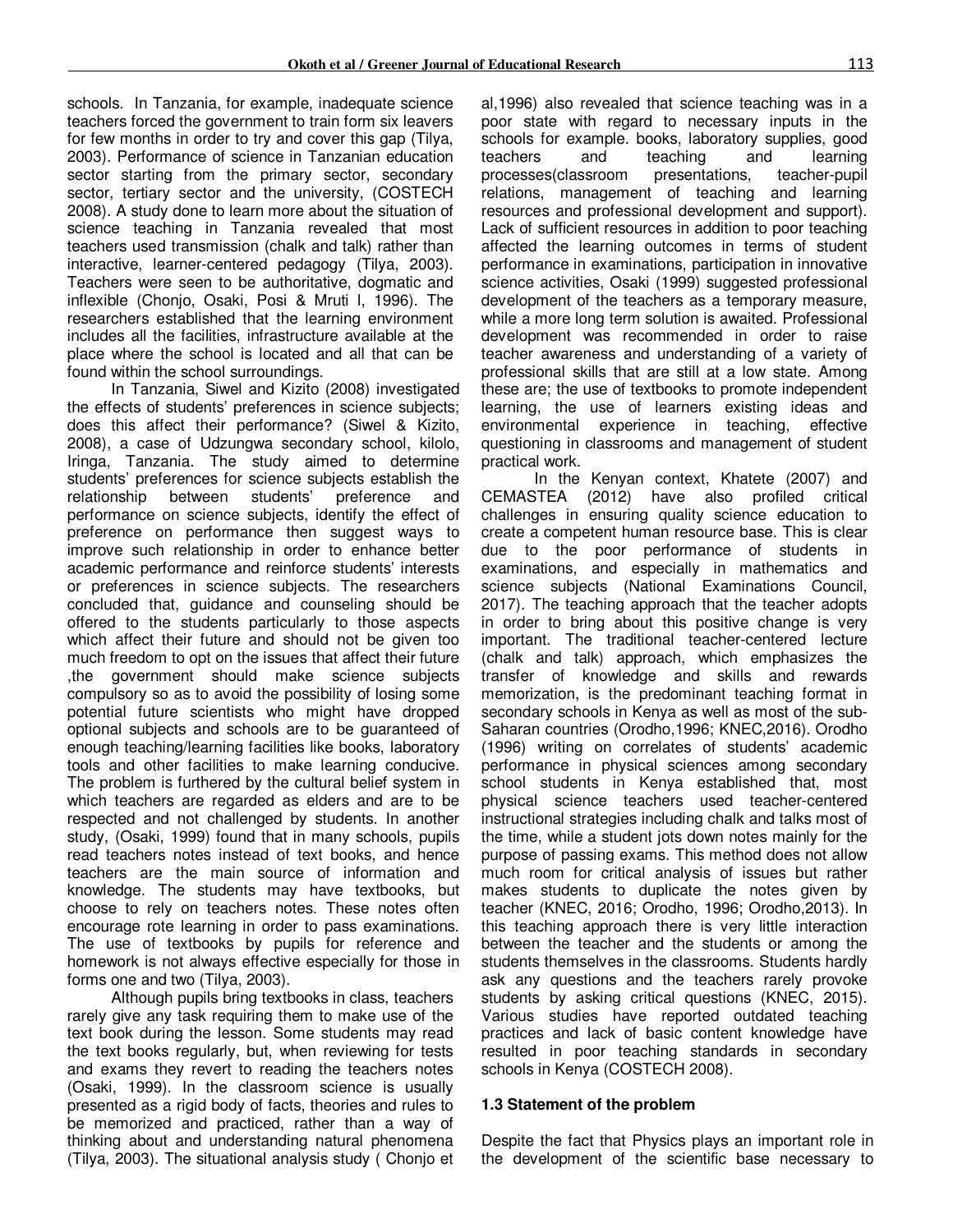schools. In Tanzania, for example, inadequate science teachers forced the government to train form six leavers for few months in order to try and cover this gap (Tilya, 2003). Performance of science in Tanzanian education sector starting from the primary sector, secondary sector, tertiary sector and the university, (COSTECH 2008). A study done to learn more about the situation of science teaching in Tanzania revealed that most teachers used transmission (chalk and talk) rather than interactive, learner-centered pedagogy (Tilya, 2003). Teachers were seen to be authoritative, dogmatic and inflexible (Chonjo, Osaki, Posi & Mruti l, 1996). The researchers established that the learning environment includes all the facilities, infrastructure available at the place where the school is located and all that can be found within the school surroundings.

In Tanzania, Siwel and Kizito (2008) investigated the effects of students' preferences in science subjects; does this affect their performance? (Siwel & Kizito, 2008), a case of Udzungwa secondary school, kilolo, Iringa, Tanzania. The study aimed to determine students' preferences for science subjects establish the relationship between students' preference and performance on science subjects, identify the effect of preference on performance then suggest ways to improve such relationship in order to enhance better academic performance and reinforce students' interests or preferences in science subjects. The researchers concluded that, guidance and counseling should be offered to the students particularly to those aspects which affect their future and should not be given too much freedom to opt on the issues that affect their future ,the government should make science subjects compulsory so as to avoid the possibility of losing some potential future scientists who might have dropped optional subjects and schools are to be guaranteed of enough teaching/learning facilities like books, laboratory tools and other facilities to make learning conducive. The problem is furthered by the cultural belief system in which teachers are regarded as elders and are to be respected and not challenged by students. In another study, (Osaki, 1999) found that in many schools, pupils read teachers notes instead of text books, and hence teachers are the main source of information and knowledge. The students may have textbooks, but choose to rely on teachers notes. These notes often encourage rote learning in order to pass examinations. The use of textbooks by pupils for reference and homework is not always effective especially for those in forms one and two (Tilya, 2003).

Although pupils bring textbooks in class, teachers rarely give any task requiring them to make use of the text book during the lesson. Some students may read the text books regularly, but, when reviewing for tests and exams they revert to reading the teachers notes (Osaki, 1999). In the classroom science is usually presented as a rigid body of facts, theories and rules to be memorized and practiced, rather than a way of thinking about and understanding natural phenomena (Tilya, 2003). The situational analysis study ( Chonjo et al,1996) also revealed that science teaching was in a poor state with regard to necessary inputs in the schools for example. books, laboratory supplies, good teachers and teaching and learning processes(classroom presentations, teacher-pupil relations, management of teaching and learning resources and professional development and support). Lack of sufficient resources in addition to poor teaching affected the learning outcomes in terms of student performance in examinations, participation in innovative science activities, Osaki (1999) suggested professional development of the teachers as a temporary measure, while a more long term solution is awaited. Professional development was recommended in order to raise teacher awareness and understanding of a variety of professional skills that are still at a low state. Among these are; the use of textbooks to promote independent learning, the use of learners existing ideas and environmental experience in teaching, effective questioning in classrooms and management of student practical work.

In the Kenyan context, Khatete (2007) and CEMASTEA (2012) have also profiled critical challenges in ensuring quality science education to create a competent human resource base. This is clear due to the poor performance of students in examinations, and especially in mathematics and science subjects (National Examinations Council, 2017). The teaching approach that the teacher adopts in order to bring about this positive change is very important. The traditional teacher-centered lecture (chalk and talk) approach, which emphasizes the transfer of knowledge and skills and rewards memorization, is the predominant teaching format in secondary schools in Kenya as well as most of the sub-Saharan countries (Orodho,1996; KNEC,2016). Orodho (1996) writing on correlates of students' academic performance in physical sciences among secondary school students in Kenya established that, most physical science teachers used teacher-centered instructional strategies including chalk and talks most of the time, while a student jots down notes mainly for the purpose of passing exams. This method does not allow much room for critical analysis of issues but rather makes students to duplicate the notes given by teacher (KNEC, 2016; Orodho, 1996; Orodho,2013). In this teaching approach there is very little interaction between the teacher and the students or among the students themselves in the classrooms. Students hardly ask any questions and the teachers rarely provoke students by asking critical questions (KNEC, 2015). Various studies have reported outdated teaching practices and lack of basic content knowledge have resulted in poor teaching standards in secondary schools in Kenya (COSTECH 2008).

### 1.3 Statement of the problem

Despite the fact that Physics plays an important role in the development of the scientific base necessary to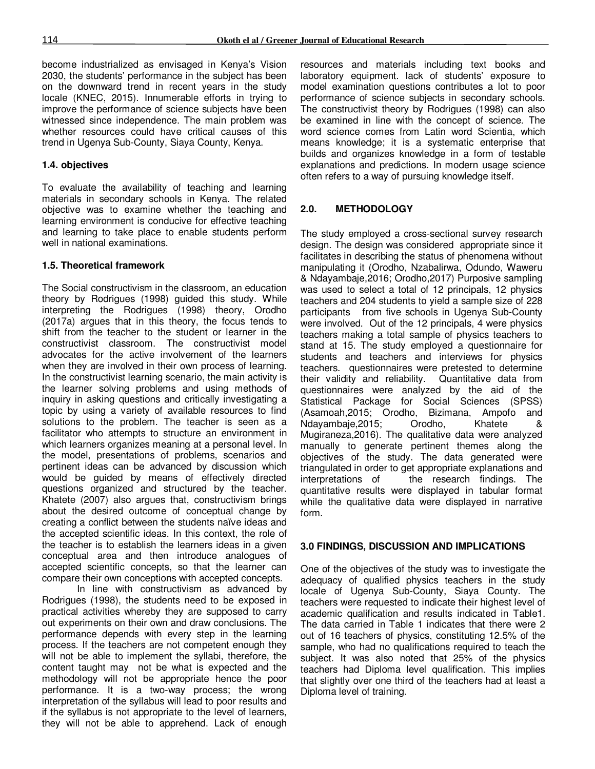become industrialized as envisaged in Kenya's Vision 2030, the students' performance in the subject has been on the downward trend in recent years in the study locale (KNEC, 2015). Innumerable efforts in trying to improve the performance of science subjects have been witnessed since independence. The main problem was whether resources could have critical causes of this trend in Ugenya Sub-County, Siaya County, Kenya.

### 1.4. objectives

To evaluate the availability of teaching and learning materials in secondary schools in Kenya. The related objective was to examine whether the teaching and learning environment is conducive for effective teaching and learning to take place to enable students perform well in national examinations.

### 1.5. Theoretical framework

The Social constructivism in the classroom, an education theory by Rodrigues (1998) guided this study. While interpreting the Rodrigues (1998) theory, Orodho (2017a) argues that in this theory, the focus tends to shift from the teacher to the student or learner in the constructivist classroom. The constructivist model advocates for the active involvement of the learners when they are involved in their own process of learning. In the constructivist learning scenario, the main activity is the learner solving problems and using methods of inquiry in asking questions and critically investigating a topic by using a variety of available resources to find solutions to the problem. The teacher is seen as a facilitator who attempts to structure an environment in which learners organizes meaning at a personal level. In the model, presentations of problems, scenarios and pertinent ideas can be advanced by discussion which would be guided by means of effectively directed questions organized and structured by the teacher. Khatete (2007) also argues that, constructivism brings about the desired outcome of conceptual change by creating a conflict between the students naïve ideas and the accepted scientific ideas. In this context, the role of the teacher is to establish the learners ideas in a given conceptual area and then introduce analogues of accepted scientific concepts, so that the learner can compare their own conceptions with accepted concepts.

In line with constructivism as advanced by Rodrigues (1998), the students need to be exposed in practical activities whereby they are supposed to carry out experiments on their own and draw conclusions. The performance depends with every step in the learning process. If the teachers are not competent enough they will not be able to implement the syllabi, therefore, the content taught may not be what is expected and the methodology will not be appropriate hence the poor performance. It is a two-way process; the wrong interpretation of the syllabus will lead to poor results and if the syllabus is not appropriate to the level of learners, they will not be able to apprehend. Lack of enough resources and materials including text books and laboratory equipment. lack of students' exposure to model examination questions contributes a lot to poor performance of science subjects in secondary schools. The constructivist theory by Rodrigues (1998) can also be examined in line with the concept of science. The word science comes from Latin word Scientia, which means knowledge; it is a systematic enterprise that builds and organizes knowledge in a form of testable explanations and predictions. In modern usage science often refers to a way of pursuing knowledge itself.

## 2.0. METHODOLOGY

The study employed a cross-sectional survey research design. The design was considered appropriate since it facilitates in describing the status of phenomena without manipulating it (Orodho, Nzabalirwa, Odundo, Waweru & Ndayambaje,2016; Orodho,2017) Purposive sampling was used to select a total of 12 principals, 12 physics teachers and 204 students to yield a sample size of 228 participants from five schools in Ugenya Sub-County were involved. Out of the 12 principals, 4 were physics teachers making a total sample of physics teachers to stand at 15. The study employed a questionnaire for students and teachers and interviews for physics teachers. questionnaires were pretested to determine their validity and reliability. Quantitative data from questionnaires were analyzed by the aid of the Statistical Package for Social Sciences (SPSS) (Asamoah,2015; Orodho, Bizimana, Ampofo and Ndayambaje,2015; Orodho, Khatete & Mugiraneza,2016). The qualitative data were analyzed manually to generate pertinent themes along the objectives of the study. The data generated were triangulated in order to get appropriate explanations and interpretations of the research findings. The quantitative results were displayed in tabular format while the qualitative data were displayed in narrative form.

## 3.0 FINDINGS, DISCUSSION AND IMPLICATIONS

One of the objectives of the study was to investigate the adequacy of qualified physics teachers in the study locale of Ugenya Sub-County, Siaya County. The teachers were requested to indicate their highest level of academic qualification and results indicated in Table1. The data carried in Table 1 indicates that there were 2 out of 16 teachers of physics, constituting 12.5% of the sample, who had no qualifications required to teach the subject. It was also noted that 25% of the physics teachers had Diploma level qualification. This implies that slightly over one third of the teachers had at least a Diploma level of training.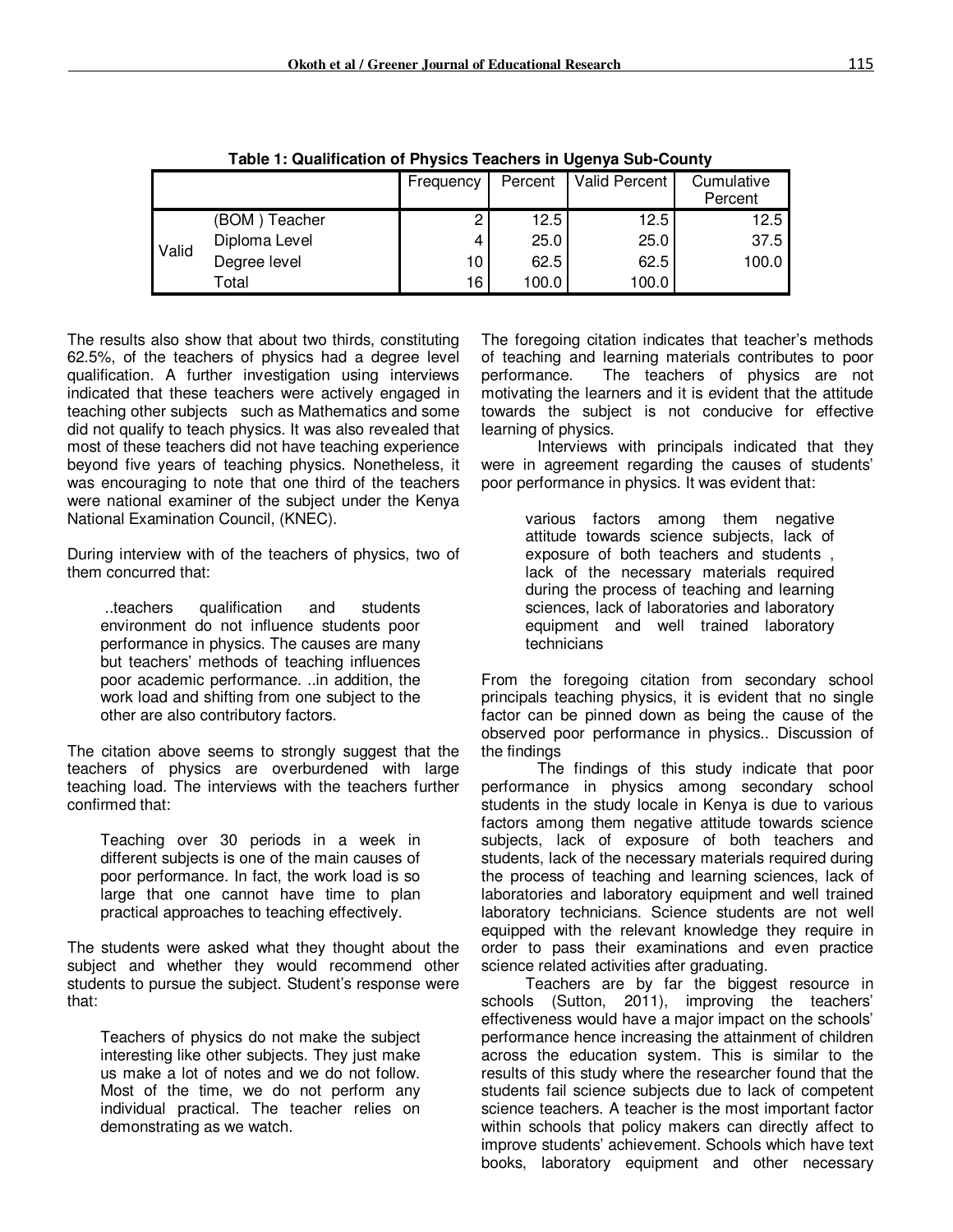**Table 1: Qualification of Physics Teachers in Ugenya Sub-County**

| | | Frequency | Percent | Valid Percent | Cumulative Percent |
|---|---|---|---|---|---|
| Valid | (BOM ) Teacher | 2 | 12.5 | 12.5 | 12.5 |
| | Diploma Level | 4 | 25.0 | 25.0 | 37.5 |
| | Degree level | 10 | 62.5 | 62.5 | 100.0 |
| | Total | 16 | 100.0 | 100.0 | |

The results also show that about two thirds, constituting 62.5%, of the teachers of physics had a degree level qualification. A further investigation using interviews indicated that these teachers were actively engaged in teaching other subjects such as Mathematics and some did not qualify to teach physics. It was also revealed that most of these teachers did not have teaching experience beyond five years of teaching physics. Nonetheless, it was encouraging to note that one third of the teachers were national examiner of the subject under the Kenya National Examination Council, (KNEC).

During interview with of the teachers of physics, two of them concurred that:

> ..teachers qualification and students environment do not influence students poor performance in physics. The causes are many but teachers' methods of teaching influences poor academic performance. ..in addition, the work load and shifting from one subject to the other are also contributory factors.

The citation above seems to strongly suggest that the teachers of physics are overburdened with large teaching load. The interviews with the teachers further confirmed that:

> Teaching over 30 periods in a week in different subjects is one of the main causes of poor performance. In fact, the work load is so large that one cannot have time to plan practical approaches to teaching effectively.

The students were asked what they thought about the subject and whether they would recommend other students to pursue the subject. Student's response were that:

> Teachers of physics do not make the subject interesting like other subjects. They just make us make a lot of notes and we do not follow. Most of the time, we do not perform any individual practical. The teacher relies on demonstrating as we watch.

The foregoing citation indicates that teacher's methods of teaching and learning materials contributes to poor performance. The teachers of physics are not motivating the learners and it is evident that the attitude towards the subject is not conducive for effective learning of physics.

Interviews with principals indicated that they were in agreement regarding the causes of students' poor performance in physics. It was evident that:

> various factors among them negative attitude towards science subjects, lack of exposure of both teachers and students , lack of the necessary materials required during the process of teaching and learning sciences, lack of laboratories and laboratory equipment and well trained laboratory technicians

From the foregoing citation from secondary school principals teaching physics, it is evident that no single factor can be pinned down as being the cause of the observed poor performance in physics.. Discussion of the findings

The findings of this study indicate that poor performance in physics among secondary school students in the study locale in Kenya is due to various factors among them negative attitude towards science subjects, lack of exposure of both teachers and students, lack of the necessary materials required during the process of teaching and learning sciences, lack of laboratories and laboratory equipment and well trained laboratory technicians. Science students are not well equipped with the relevant knowledge they require in order to pass their examinations and even practice science related activities after graduating.

Teachers are by far the biggest resource in schools (Sutton, 2011), improving the teachers' effectiveness would have a major impact on the schools' performance hence increasing the attainment of children across the education system. This is similar to the results of this study where the researcher found that the students fail science subjects due to lack of competent science teachers. A teacher is the most important factor within schools that policy makers can directly affect to improve students' achievement. Schools which have text books, laboratory equipment and other necessary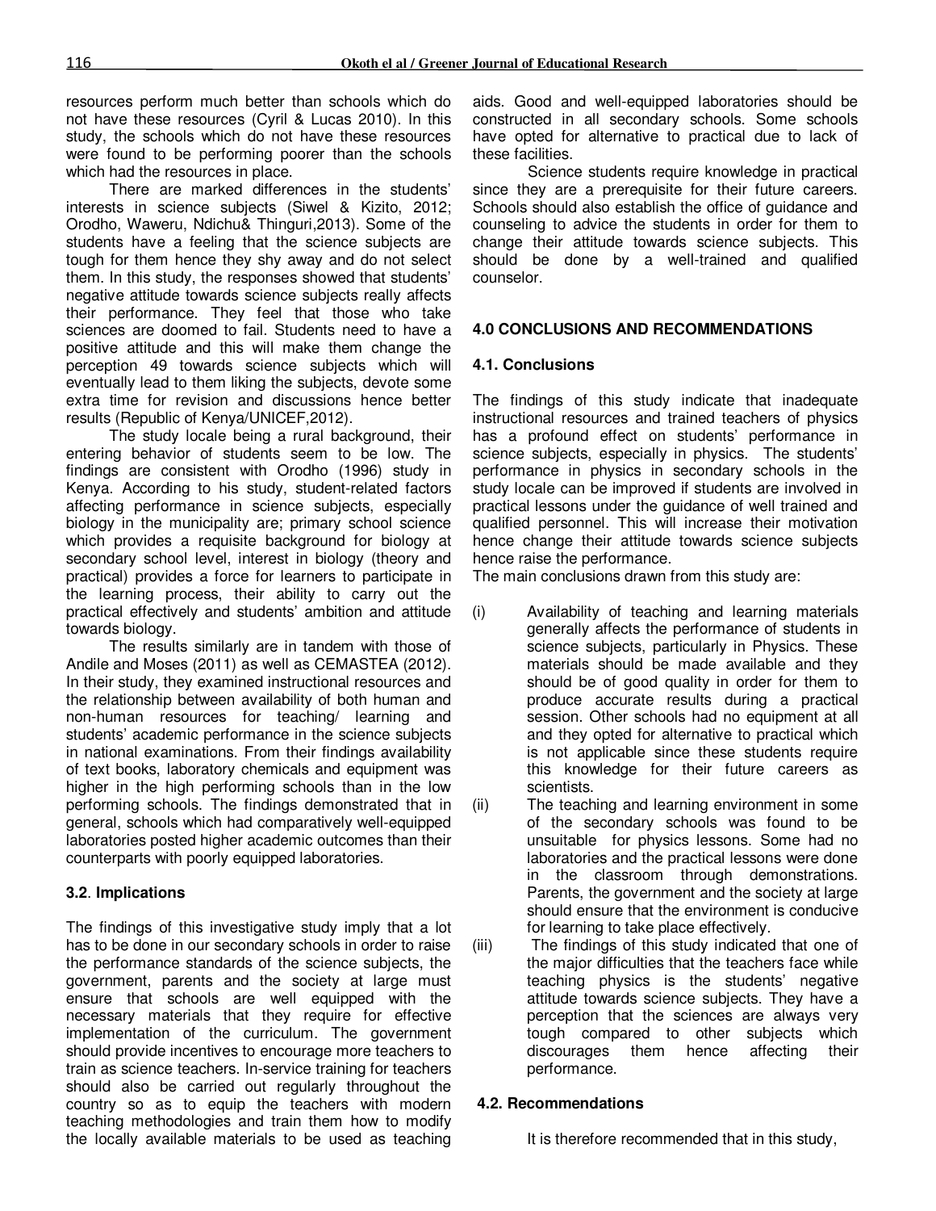resources perform much better than schools which do not have these resources (Cyril & Lucas 2010). In this study, the schools which do not have these resources were found to be performing poorer than the schools which had the resources in place.

There are marked differences in the students' interests in science subjects (Siwel & Kizito, 2012; Orodho, Waweru, Ndichu& Thinguri,2013). Some of the students have a feeling that the science subjects are tough for them hence they shy away and do not select them. In this study, the responses showed that students' negative attitude towards science subjects really affects their performance. They feel that those who take sciences are doomed to fail. Students need to have a positive attitude and this will make them change the perception 49 towards science subjects which will eventually lead to them liking the subjects, devote some extra time for revision and discussions hence better results (Republic of Kenya/UNICEF,2012).

The study locale being a rural background, their entering behavior of students seem to be low. The findings are consistent with Orodho (1996) study in Kenya. According to his study, student-related factors affecting performance in science subjects, especially biology in the municipality are; primary school science which provides a requisite background for biology at secondary school level, interest in biology (theory and practical) provides a force for learners to participate in the learning process, their ability to carry out the practical effectively and students' ambition and attitude towards biology.

The results similarly are in tandem with those of Andile and Moses (2011) as well as CEMASTEA (2012). In their study, they examined instructional resources and the relationship between availability of both human and non-human resources for teaching/ learning and students' academic performance in the science subjects in national examinations. From their findings availability of text books, laboratory chemicals and equipment was higher in the high performing schools than in the low performing schools. The findings demonstrated that in general, schools which had comparatively well-equipped laboratories posted higher academic outcomes than their counterparts with poorly equipped laboratories.

### 3.2. Implications

The findings of this investigative study imply that a lot has to be done in our secondary schools in order to raise the performance standards of the science subjects, the government, parents and the society at large must ensure that schools are well equipped with the necessary materials that they require for effective implementation of the curriculum. The government should provide incentives to encourage more teachers to train as science teachers. In-service training for teachers should also be carried out regularly throughout the country so as to equip the teachers with modern teaching methodologies and train them how to modify the locally available materials to be used as teaching aids. Good and well-equipped laboratories should be constructed in all secondary schools. Some schools have opted for alternative to practical due to lack of these facilities.

Science students require knowledge in practical since they are a prerequisite for their future careers. Schools should also establish the office of guidance and counseling to advice the students in order for them to change their attitude towards science subjects. This should be done by a well-trained and qualified counselor.

## 4.0 CONCLUSIONS AND RECOMMENDATIONS

### 4.1. Conclusions

The findings of this study indicate that inadequate instructional resources and trained teachers of physics has a profound effect on students' performance in science subjects, especially in physics. The students' performance in physics in secondary schools in the study locale can be improved if students are involved in practical lessons under the guidance of well trained and qualified personnel. This will increase their motivation hence change their attitude towards science subjects hence raise the performance.

The main conclusions drawn from this study are:

(i) Availability of teaching and learning materials generally affects the performance of students in science subjects, particularly in Physics. These materials should be made available and they should be of good quality in order for them to produce accurate results during a practical session. Other schools had no equipment at all and they opted for alternative to practical which is not applicable since these students require this knowledge for their future careers as scientists.

(ii) The teaching and learning environment in some of the secondary schools was found to be unsuitable for physics lessons. Some had no laboratories and the practical lessons were done in the classroom through demonstrations. Parents, the government and the society at large should ensure that the environment is conducive for learning to take place effectively.

(iii) The findings of this study indicated that one of the major difficulties that the teachers face while teaching physics is the students' negative attitude towards science subjects. They have a perception that the sciences are always very tough compared to other subjects which discourages them hence affecting their performance.

### 4.2. Recommendations

It is therefore recommended that in this study,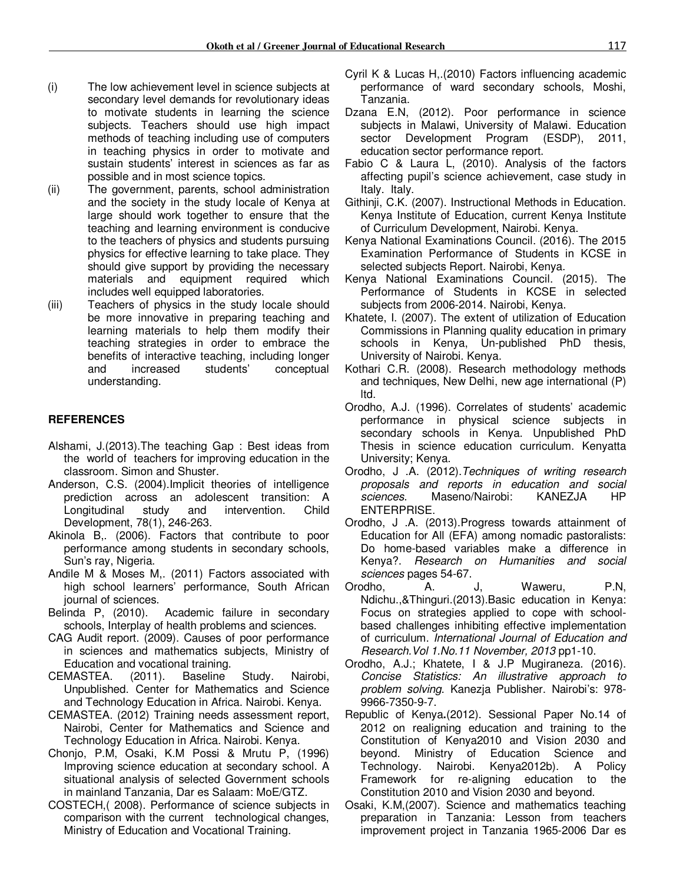(i) The low achievement level in science subjects at secondary level demands for revolutionary ideas to motivate students in learning the science subjects. Teachers should use high impact methods of teaching including use of computers in teaching physics in order to motivate and sustain students' interest in sciences as far as possible and in most science topics.

(ii) The government, parents, school administration and the society in the study locale of Kenya at large should work together to ensure that the teaching and learning environment is conducive to the teachers of physics and students pursuing physics for effective learning to take place. They should give support by providing the necessary materials and equipment required which includes well equipped laboratories.

(iii) Teachers of physics in the study locale should be more innovative in preparing teaching and learning materials to help them modify their teaching strategies in order to embrace the benefits of interactive teaching, including longer and increased students' conceptual understanding.

## REFERENCES

Alshami, J.(2013).The teaching Gap : Best ideas from the world of teachers for improving education in the classroom. Simon and Shuster.

Anderson, C.S. (2004).Implicit theories of intelligence prediction across an adolescent transition: A Longitudinal study and intervention. Child Development, 78(1), 246-263.

Akinola B,. (2006). Factors that contribute to poor performance among students in secondary schools, Sun's ray, Nigeria.

Andile M & Moses M,. (2011) Factors associated with high school learners' performance, South African journal of sciences.

Belinda P, (2010). Academic failure in secondary schools, Interplay of health problems and sciences.

CAG Audit report. (2009). Causes of poor performance in sciences and mathematics subjects, Ministry of Education and vocational training.

CEMASTEA. (2011). Baseline Study. Nairobi, Unpublished. Center for Mathematics and Science and Technology Education in Africa. Nairobi. Kenya.

CEMASTEA. (2012) Training needs assessment report, Nairobi, Center for Mathematics and Science and Technology Education in Africa. Nairobi. Kenya.

Chonjo, P.M, Osaki, K.M Possi & Mrutu P, (1996) Improving science education at secondary school. A situational analysis of selected Government schools in mainland Tanzania, Dar es Salaam: MoE/GTZ.

COSTECH,( 2008). Performance of science subjects in comparison with the current technological changes, Ministry of Education and Vocational Training.

Cyril K & Lucas H,.(2010) Factors influencing academic performance of ward secondary schools, Moshi, Tanzania.

Dzana E.N, (2012). Poor performance in science subjects in Malawi, University of Malawi. Education sector Development Program (ESDP), 2011, education sector performance report.

Fabio C & Laura L, (2010). Analysis of the factors affecting pupil's science achievement, case study in Italy. Italy.

Githinji, C.K. (2007). Instructional Methods in Education. Kenya Institute of Education, current Kenya Institute of Curriculum Development, Nairobi. Kenya.

Kenya National Examinations Council. (2016). The 2015 Examination Performance of Students in KCSE in selected subjects Report. Nairobi, Kenya.

Kenya National Examinations Council. (2015). The Performance of Students in KCSE in selected subjects from 2006-2014. Nairobi, Kenya.

Khatete, I. (2007). The extent of utilization of Education Commissions in Planning quality education in primary schools in Kenya, Un-published PhD thesis, University of Nairobi. Kenya.

Kothari C.R. (2008). Research methodology methods and techniques, New Delhi, new age international (P) ltd.

Orodho, A.J. (1996). Correlates of students' academic performance in physical science subjects in secondary schools in Kenya. Unpublished PhD Thesis in science education curriculum. Kenyatta University; Kenya.

Orodho, J .A. (2012).*Techniques of writing research proposals and reports in education and social sciences*. Maseno/Nairobi: KANEZJA HP ENTERPRISE.

Orodho, J .A. (2013).Progress towards attainment of Education for All (EFA) among nomadic pastoralists: Do home-based variables make a difference in Kenya?. *Research on Humanities and social sciences* pages 54-67.

Orodho, A. J, Waweru, P.N, Ndichu.,&Thinguri.(2013).Basic education in Kenya: Focus on strategies applied to cope with school-based challenges inhibiting effective implementation of curriculum. *International Journal of Education and Research.Vol 1.No.11 November, 2013* pp1-10.

Orodho, A.J.; Khatete, I & J.P Mugiraneza. (2016). *Concise Statistics: An illustrative approach to problem solving*. Kanezja Publisher. Nairobi's: 978-9966-7350-9-7.

Republic of Kenya**.**(2012). Sessional Paper No.14 of 2012 on realigning education and training to the Constitution of Kenya2010 and Vision 2030 and beyond. Ministry of Education Science and Technology. Nairobi. Kenya2012b). A Policy Framework for re-aligning education to the Constitution 2010 and Vision 2030 and beyond.

Osaki, K.M,(2007). Science and mathematics teaching preparation in Tanzania: Lesson from teachers improvement project in Tanzania 1965-2006 Dar es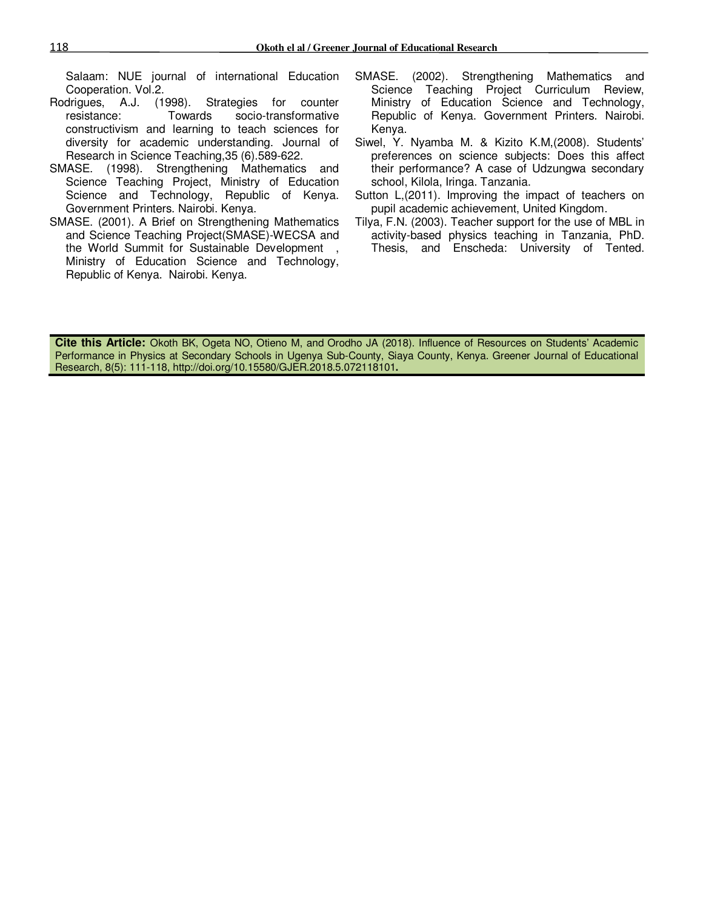Salaam: NUE journal of international Education Cooperation. Vol.2.

Rodrigues, A.J. (1998). Strategies for counter resistance: Towards socio-transformative constructivism and learning to teach sciences for diversity for academic understanding. Journal of Research in Science Teaching,35 (6).589-622.

SMASE. (1998). Strengthening Mathematics and Science Teaching Project, Ministry of Education Science and Technology, Republic of Kenya. Government Printers. Nairobi. Kenya.

SMASE. (2001). A Brief on Strengthening Mathematics and Science Teaching Project(SMASE)-WECSA and the World Summit for Sustainable Development , Ministry of Education Science and Technology, Republic of Kenya. Nairobi. Kenya.

SMASE. (2002). Strengthening Mathematics and Science Teaching Project Curriculum Review, Ministry of Education Science and Technology, Republic of Kenya. Government Printers. Nairobi. Kenya.

Siwel, Y. Nyamba M. & Kizito K.M,(2008). Students' preferences on science subjects: Does this affect their performance? A case of Udzungwa secondary school, Kilola, Iringa. Tanzania.

Sutton L,(2011). Improving the impact of teachers on pupil academic achievement, United Kingdom.

Tilya, F.N. (2003). Teacher support for the use of MBL in activity-based physics teaching in Tanzania, PhD. Thesis, and Enscheda: University of Tented.

**Cite this Article:** Okoth BK, Ogeta NO, Otieno M, and Orodho JA (2018). Influence of Resources on Students' Academic Performance in Physics at Secondary Schools in Ugenya Sub-County, Siaya County, Kenya. Greener Journal of Educational Research, 8(5): 111-118, http://doi.org/10.15580/GJER.2018.5.072118101**.**